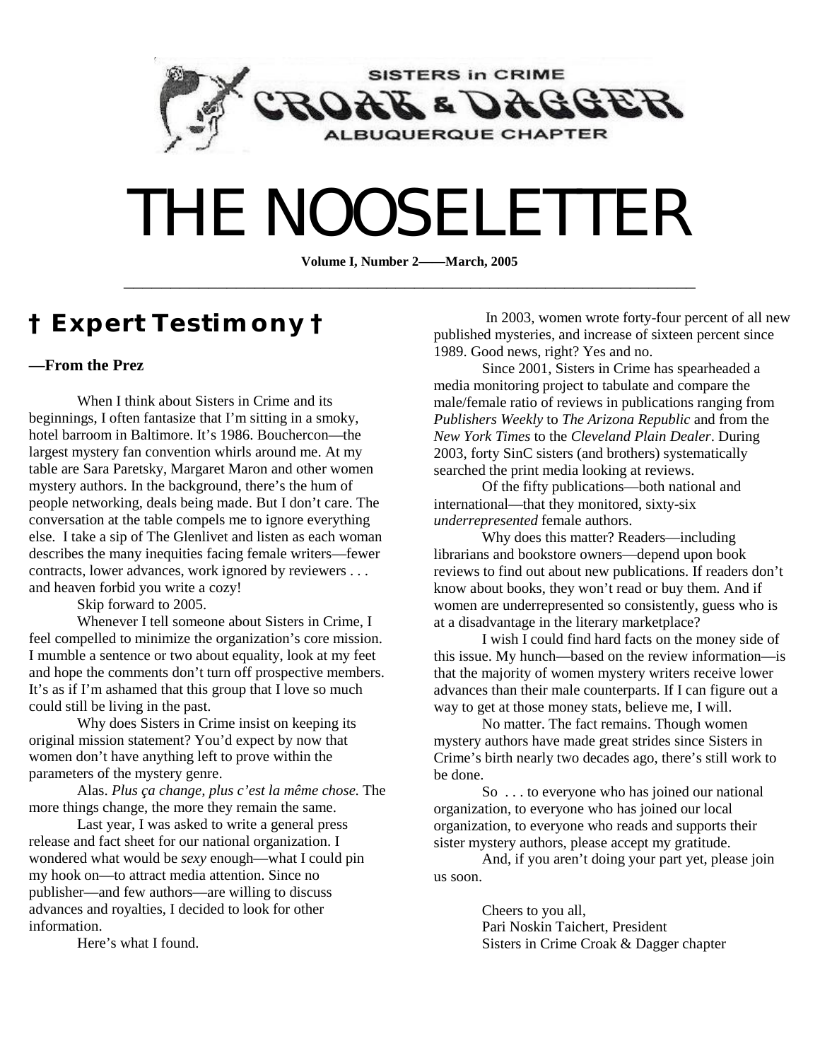SISTERS in CRIME
CROAK & DAGGER
ALBUQUERQUE CHAPTER

# THE NOOSELETTER

**Volume I, Number 2——March, 2005**

---

## † Expert Testimony †

**—From the Prez**

When I think about Sisters in Crime and its beginnings, I often fantasize that I'm sitting in a smoky, hotel barroom in Baltimore. It's 1986. Bouchercon—the largest mystery fan convention whirls around me. At my table are Sara Paretsky, Margaret Maron and other women mystery authors. In the background, there's the hum of people networking, deals being made. But I don't care. The conversation at the table compels me to ignore everything else. I take a sip of The Glenlivet and listen as each woman describes the many inequities facing female writers—fewer contracts, lower advances, work ignored by reviewers . . . and heaven forbid you write a cozy!

Skip forward to 2005.

Whenever I tell someone about Sisters in Crime, I feel compelled to minimize the organization's core mission. I mumble a sentence or two about equality, look at my feet and hope the comments don't turn off prospective members. It's as if I'm ashamed that this group that I love so much could still be living in the past.

Why does Sisters in Crime insist on keeping its original mission statement? You'd expect by now that women don't have anything left to prove within the parameters of the mystery genre.

Alas. *Plus ça change, plus c'est la même chose.* The more things change, the more they remain the same.

Last year, I was asked to write a general press release and fact sheet for our national organization. I wondered what would be *sexy* enough—what I could pin my hook on—to attract media attention. Since no publisher—and few authors—are willing to discuss advances and royalties, I decided to look for other information.

Here's what I found.

In 2003, women wrote forty-four percent of all new published mysteries, and increase of sixteen percent since 1989. Good news, right? Yes and no.

Since 2001, Sisters in Crime has spearheaded a media monitoring project to tabulate and compare the male/female ratio of reviews in publications ranging from *Publishers Weekly* to *The Arizona Republic* and from the *New York Times* to the *Cleveland Plain Dealer*. During 2003, forty SinC sisters (and brothers) systematically searched the print media looking at reviews.

Of the fifty publications—both national and international—that they monitored, sixty-six *underrepresented* female authors.

Why does this matter? Readers—including librarians and bookstore owners—depend upon book reviews to find out about new publications. If readers don't know about books, they won't read or buy them. And if women are underrepresented so consistently, guess who is at a disadvantage in the literary marketplace?

I wish I could find hard facts on the money side of this issue. My hunch—based on the review information—is that the majority of women mystery writers receive lower advances than their male counterparts. If I can figure out a way to get at those money stats, believe me, I will.

No matter. The fact remains. Though women mystery authors have made great strides since Sisters in Crime's birth nearly two decades ago, there's still work to be done.

So . . . to everyone who has joined our national organization, to everyone who has joined our local organization, to everyone who reads and supports their sister mystery authors, please accept my gratitude.

And, if you aren't doing your part yet, please join us soon.

Cheers to you all,
Pari Noskin Taichert, President
Sisters in Crime Croak & Dagger chapter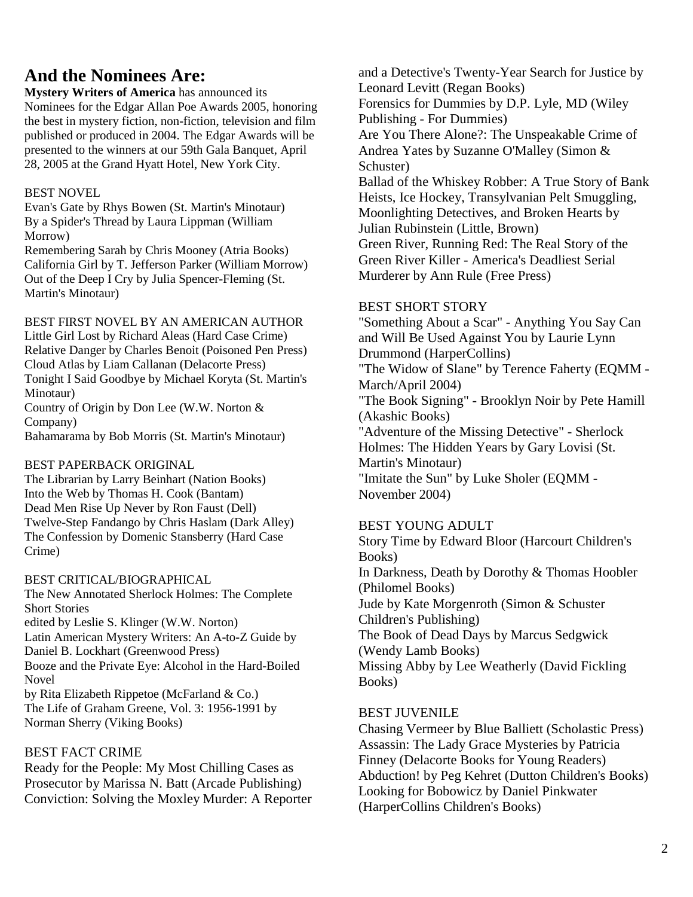# And the Nominees Are:

**Mystery Writers of America** has announced its Nominees for the Edgar Allan Poe Awards 2005, honoring the best in mystery fiction, non-fiction, television and film published or produced in 2004. The Edgar Awards will be presented to the winners at our 59th Gala Banquet, April 28, 2005 at the Grand Hyatt Hotel, New York City.

BEST NOVEL
Evan's Gate by Rhys Bowen (St. Martin's Minotaur)
By a Spider's Thread by Laura Lippman (William Morrow)
Remembering Sarah by Chris Mooney (Atria Books)
California Girl by T. Jefferson Parker (William Morrow)
Out of the Deep I Cry by Julia Spencer-Fleming (St. Martin's Minotaur)

BEST FIRST NOVEL BY AN AMERICAN AUTHOR
Little Girl Lost by Richard Aleas (Hard Case Crime)
Relative Danger by Charles Benoit (Poisoned Pen Press)
Cloud Atlas by Liam Callanan (Delacorte Press)
Tonight I Said Goodbye by Michael Koryta (St. Martin's Minotaur)
Country of Origin by Don Lee (W.W. Norton & Company)
Bahamarama by Bob Morris (St. Martin's Minotaur)

BEST PAPERBACK ORIGINAL
The Librarian by Larry Beinhart (Nation Books)
Into the Web by Thomas H. Cook (Bantam)
Dead Men Rise Up Never by Ron Faust (Dell)
Twelve-Step Fandango by Chris Haslam (Dark Alley)
The Confession by Domenic Stansberry (Hard Case Crime)

BEST CRITICAL/BIOGRAPHICAL
The New Annotated Sherlock Holmes: The Complete Short Stories
edited by Leslie S. Klinger (W.W. Norton)
Latin American Mystery Writers: An A-to-Z Guide by Daniel B. Lockhart (Greenwood Press)
Booze and the Private Eye: Alcohol in the Hard-Boiled Novel
by Rita Elizabeth Rippetoe (McFarland & Co.)
The Life of Graham Greene, Vol. 3: 1956-1991 by Norman Sherry (Viking Books)

BEST FACT CRIME
Ready for the People: My Most Chilling Cases as Prosecutor by Marissa N. Batt (Arcade Publishing)
Conviction: Solving the Moxley Murder: A Reporter and a Detective's Twenty-Year Search for Justice by Leonard Levitt (Regan Books)
Forensics for Dummies by D.P. Lyle, MD (Wiley Publishing - For Dummies)
Are You There Alone?: The Unspeakable Crime of Andrea Yates by Suzanne O'Malley (Simon & Schuster)
Ballad of the Whiskey Robber: A True Story of Bank Heists, Ice Hockey, Transylvanian Pelt Smuggling, Moonlighting Detectives, and Broken Hearts by Julian Rubinstein (Little, Brown)
Green River, Running Red: The Real Story of the Green River Killer - America's Deadliest Serial Murderer by Ann Rule (Free Press)

BEST SHORT STORY
"Something About a Scar" - Anything You Say Can and Will Be Used Against You by Laurie Lynn Drummond (HarperCollins)
"The Widow of Slane" by Terence Faherty (EQMM - March/April 2004)
"The Book Signing" - Brooklyn Noir by Pete Hamill (Akashic Books)
"Adventure of the Missing Detective" - Sherlock Holmes: The Hidden Years by Gary Lovisi (St. Martin's Minotaur)
"Imitate the Sun" by Luke Sholer (EQMM - November 2004)

BEST YOUNG ADULT
Story Time by Edward Bloor (Harcourt Children's Books)
In Darkness, Death by Dorothy & Thomas Hoobler (Philomel Books)
Jude by Kate Morgenroth (Simon & Schuster Children's Publishing)
The Book of Dead Days by Marcus Sedgwick (Wendy Lamb Books)
Missing Abby by Lee Weatherly (David Fickling Books)

BEST JUVENILE
Chasing Vermeer by Blue Balliett (Scholastic Press)
Assassin: The Lady Grace Mysteries by Patricia Finney (Delacorte Books for Young Readers)
Abduction! by Peg Kehret (Dutton Children's Books)
Looking for Bobowicz by Daniel Pinkwater (HarperCollins Children's Books)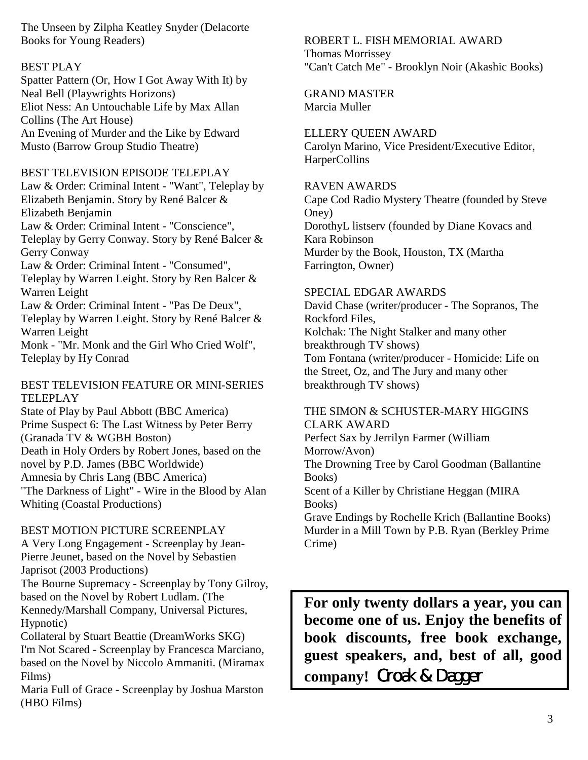The Unseen by Zilpha Keatley Snyder (Delacorte Books for Young Readers)

BEST PLAY

Spatter Pattern (Or, How I Got Away With It) by Neal Bell (Playwrights Horizons)
Eliot Ness: An Untouchable Life by Max Allan Collins (The Art House)
An Evening of Murder and the Like by Edward Musto (Barrow Group Studio Theatre)

BEST TELEVISION EPISODE TELEPLAY

Law & Order: Criminal Intent - "Want", Teleplay by Elizabeth Benjamin. Story by René Balcer & Elizabeth Benjamin
Law & Order: Criminal Intent - "Conscience", Teleplay by Gerry Conway. Story by René Balcer & Gerry Conway
Law & Order: Criminal Intent - "Consumed", Teleplay by Warren Leight. Story by Ren Balcer & Warren Leight
Law & Order: Criminal Intent - "Pas De Deux", Teleplay by Warren Leight. Story by René Balcer & Warren Leight
Monk - "Mr. Monk and the Girl Who Cried Wolf", Teleplay by Hy Conrad

BEST TELEVISION FEATURE OR MINI-SERIES TELEPLAY

State of Play by Paul Abbott (BBC America)
Prime Suspect 6: The Last Witness by Peter Berry (Granada TV & WGBH Boston)
Death in Holy Orders by Robert Jones, based on the novel by P.D. James (BBC Worldwide)
Amnesia by Chris Lang (BBC America)
"The Darkness of Light" - Wire in the Blood by Alan Whiting (Coastal Productions)

BEST MOTION PICTURE SCREENPLAY

A Very Long Engagement - Screenplay by Jean-Pierre Jeunet, based on the Novel by Sebastien Japrisot (2003 Productions)
The Bourne Supremacy - Screenplay by Tony Gilroy, based on the Novel by Robert Ludlam. (The Kennedy/Marshall Company, Universal Pictures, Hypnotic)
Collateral by Stuart Beattie (DreamWorks SKG)
I'm Not Scared - Screenplay by Francesca Marciano, based on the Novel by Niccolo Ammaniti. (Miramax Films)
Maria Full of Grace - Screenplay by Joshua Marston (HBO Films)

ROBERT L. FISH MEMORIAL AWARD

Thomas Morrissey
"Can't Catch Me" - Brooklyn Noir (Akashic Books)

GRAND MASTER

Marcia Muller

ELLERY QUEEN AWARD

Carolyn Marino, Vice President/Executive Editor, HarperCollins

RAVEN AWARDS

Cape Cod Radio Mystery Theatre (founded by Steve Oney)
DorothyL listserv (founded by Diane Kovacs and Kara Robinson
Murder by the Book, Houston, TX (Martha Farrington, Owner)

SPECIAL EDGAR AWARDS

David Chase (writer/producer - The Sopranos, The Rockford Files,
Kolchak: The Night Stalker and many other breakthrough TV shows)
Tom Fontana (writer/producer - Homicide: Life on the Street, Oz, and The Jury and many other breakthrough TV shows)

THE SIMON & SCHUSTER-MARY HIGGINS CLARK AWARD

Perfect Sax by Jerrilyn Farmer (William Morrow/Avon)
The Drowning Tree by Carol Goodman (Ballantine Books)
Scent of a Killer by Christiane Heggan (MIRA Books)
Grave Endings by Rochelle Krich (Ballantine Books)
Murder in a Mill Town by P.B. Ryan (Berkley Prime Crime)

**For only twenty dollars a year, you can become one of us. Enjoy the benefits of book discounts, free book exchange, guest speakers, and, best of all, good company!** Cloak & Dagger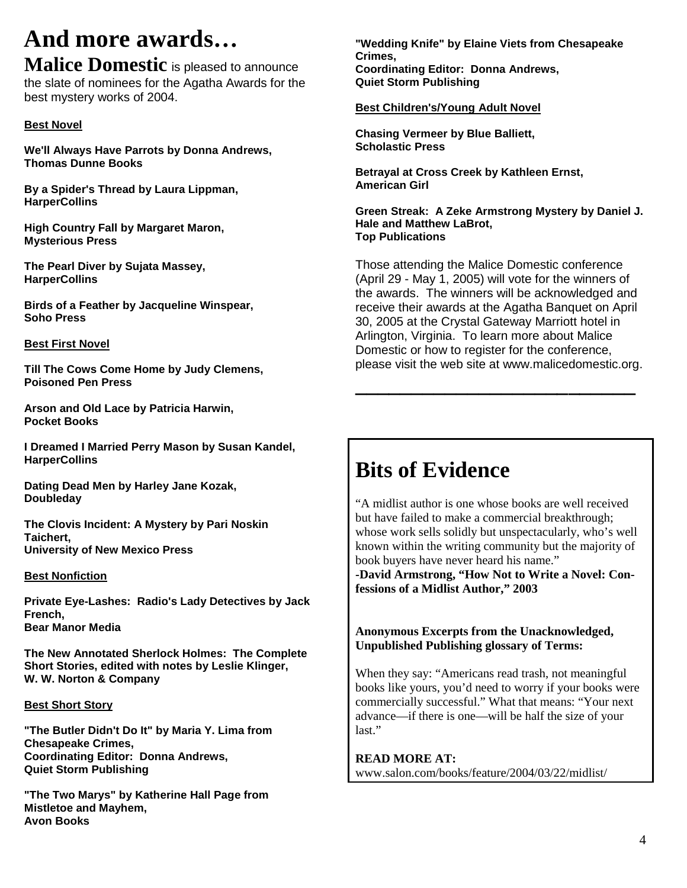# And more awards…

**Malice Domestic** is pleased to announce the slate of nominees for the Agatha Awards for the best mystery works of 2004.

### Best Novel

**We'll Always Have Parrots by Donna Andrews, Thomas Dunne Books**

**By a Spider's Thread by Laura Lippman, HarperCollins**

**High Country Fall by Margaret Maron, Mysterious Press**

**The Pearl Diver by Sujata Massey, HarperCollins**

**Birds of a Feather by Jacqueline Winspear, Soho Press**

### Best First Novel

**Till The Cows Come Home by Judy Clemens, Poisoned Pen Press**

**Arson and Old Lace by Patricia Harwin, Pocket Books**

**I Dreamed I Married Perry Mason by Susan Kandel, HarperCollins**

**Dating Dead Men by Harley Jane Kozak, Doubleday**

**The Clovis Incident: A Mystery by Pari Noskin Taichert, University of New Mexico Press**

### Best Nonfiction

**Private Eye-Lashes: Radio's Lady Detectives by Jack French, Bear Manor Media**

**The New Annotated Sherlock Holmes: The Complete Short Stories, edited with notes by Leslie Klinger, W. W. Norton & Company**

### Best Short Story

**"The Butler Didn't Do It" by Maria Y. Lima from Chesapeake Crimes, Coordinating Editor: Donna Andrews, Quiet Storm Publishing**

**"The Two Marys" by Katherine Hall Page from Mistletoe and Mayhem, Avon Books**

**"Wedding Knife" by Elaine Viets from Chesapeake Crimes, Coordinating Editor: Donna Andrews, Quiet Storm Publishing**

### Best Children's/Young Adult Novel

**Chasing Vermeer by Blue Balliett, Scholastic Press**

**Betrayal at Cross Creek by Kathleen Ernst, American Girl**

**Green Streak: A Zeke Armstrong Mystery by Daniel J. Hale and Matthew LaBrot, Top Publications**

Those attending the Malice Domestic conference (April 29 - May 1, 2005) will vote for the winners of the awards. The winners will be acknowledged and receive their awards at the Agatha Banquet on April 30, 2005 at the Crystal Gateway Marriott hotel in Arlington, Virginia. To learn more about Malice Domestic or how to register for the conference, please visit the web site at www.malicedomestic.org.

---

# Bits of Evidence

"A midlist author is one whose books are well received but have failed to make a commercial breakthrough; whose work sells solidly but unspectacularly, who's well known within the writing community but the majority of book buyers have never heard his name."
-**David Armstrong, "How Not to Write a Novel: Confessions of a Midlist Author," 2003**

**Anonymous Excerpts from the Unacknowledged, Unpublished Publishing glossary of Terms:**

When they say: "Americans read trash, not meaningful books like yours, you'd need to worry if your books were commercially successful." What that means: "Your next advance—if there is one—will be half the size of your last."

**READ MORE AT:**
www.salon.com/books/feature/2004/03/22/midlist/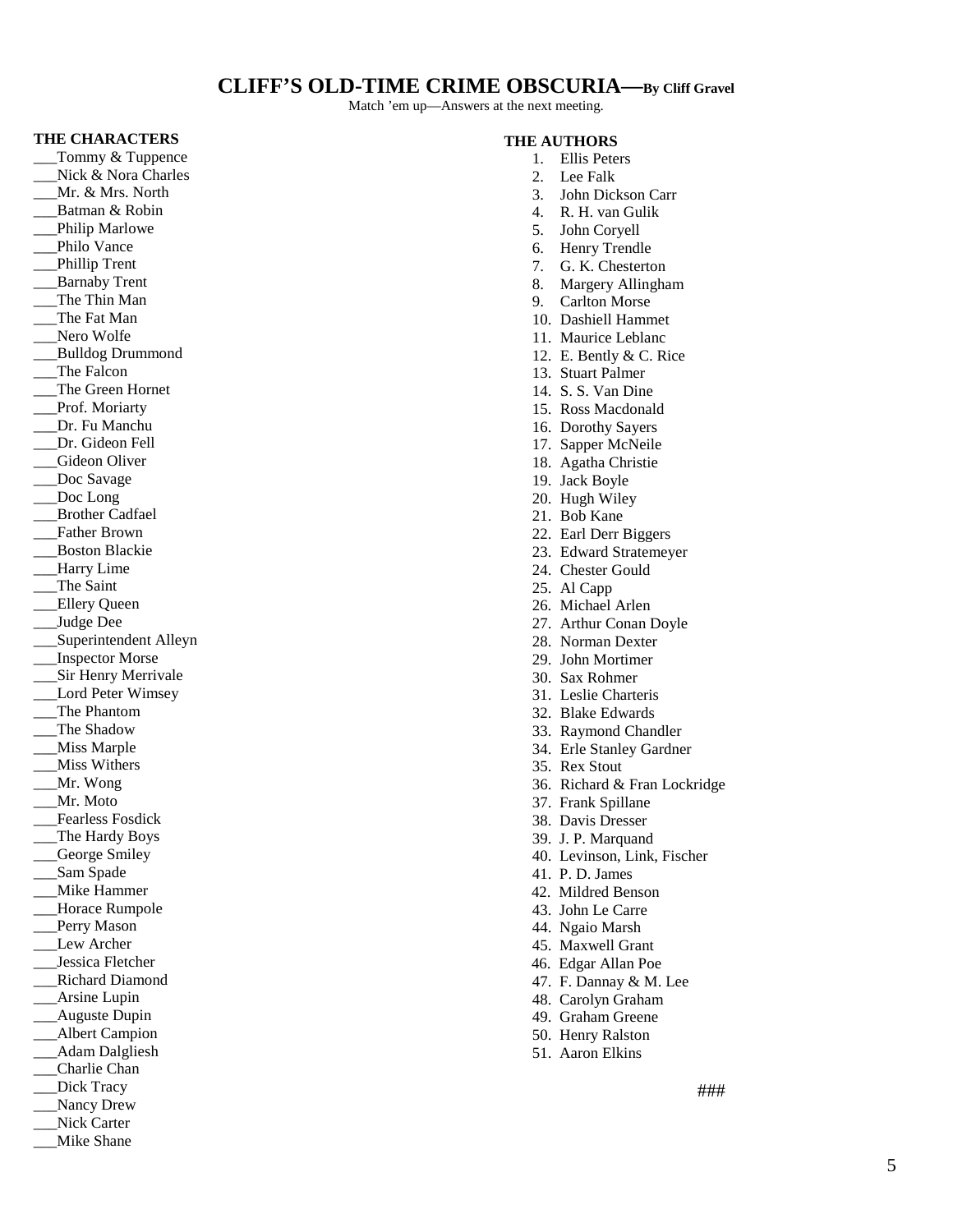# CLIFF'S OLD-TIME CRIME OBSCURIA—**By Cliff Gravel**

Match 'em up—Answers at the next meeting.

**THE CHARACTERS**

___Tommy & Tuppence
___Nick & Nora Charles
___Mr. & Mrs. North
___Batman & Robin
___Philip Marlowe
___Philo Vance
___Phillip Trent
___Barnaby Trent
___The Thin Man
___The Fat Man
___Nero Wolfe
___Bulldog Drummond
___The Falcon
___The Green Hornet
___Prof. Moriarty
___Dr. Fu Manchu
___Dr. Gideon Fell
___Gideon Oliver
___Doc Savage
___Doc Long
___Brother Cadfael
___Father Brown
___Boston Blackie
___Harry Lime
___The Saint
___Ellery Queen
___Judge Dee
___Superintendent Alleyn
___Inspector Morse
___Sir Henry Merrivale
___Lord Peter Wimsey
___The Phantom
___The Shadow
___Miss Marple
___Miss Withers
___Mr. Wong
___Mr. Moto
___Fearless Fosdick
___The Hardy Boys
___George Smiley
___Sam Spade
___Mike Hammer
___Horace Rumpole
___Perry Mason
___Lew Archer
___Jessica Fletcher
___Richard Diamond
___Arsine Lupin
___Auguste Dupin
___Albert Campion
___Adam Dalgliesh
___Charlie Chan
___Dick Tracy
___Nancy Drew
___Nick Carter
___Mike Shane

**THE AUTHORS**

1. Ellis Peters
2. Lee Falk
3. John Dickson Carr
4. R. H. van Gulik
5. John Coryell
6. Henry Trendle
7. G. K. Chesterton
8. Margery Allingham
9. Carlton Morse
10. Dashiell Hammet
11. Maurice Leblanc
12. E. Bently & C. Rice
13. Stuart Palmer
14. S. S. Van Dine
15. Ross Macdonald
16. Dorothy Sayers
17. Sapper McNeile
18. Agatha Christie
19. Jack Boyle
20. Hugh Wiley
21. Bob Kane
22. Earl Derr Biggers
23. Edward Stratemeyer
24. Chester Gould
25. Al Capp
26. Michael Arlen
27. Arthur Conan Doyle
28. Norman Dexter
29. John Mortimer
30. Sax Rohmer
31. Leslie Charteris
32. Blake Edwards
33. Raymond Chandler
34. Erle Stanley Gardner
35. Rex Stout
36. Richard & Fran Lockridge
37. Frank Spillane
38. Davis Dresser
39. J. P. Marquand
40. Levinson, Link, Fischer
41. P. D. James
42. Mildred Benson
43. John Le Carre
44. Ngaio Marsh
45. Maxwell Grant
46. Edgar Allan Poe
47. F. Dannay & M. Lee
48. Carolyn Graham
49. Graham Greene
50. Henry Ralston
51. Aaron Elkins

###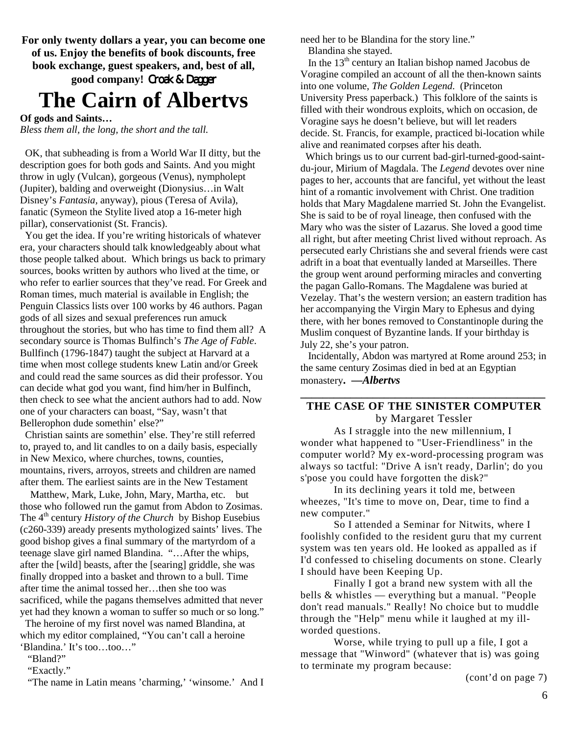**For only twenty dollars a year, you can become one of us. Enjoy the benefits of book discounts, free book exchange, guest speakers, and, best of all, good company!** Croak & Dagger

# The Cairn of Albertvs

**Of gods and Saints…**

*Bless them all, the long, the short and the tall.*

OK, that subheading is from a World War II ditty, but the description goes for both gods and Saints. And you might throw in ugly (Vulcan), gorgeous (Venus), nympholept (Jupiter), balding and overweight (Dionysius…in Walt Disney's *Fantasia*, anyway), pious (Teresa of Avila), fanatic (Symeon the Stylite lived atop a 16-meter high pillar), conservationist (St. Francis).

You get the idea. If you're writing historicals of whatever era, your characters should talk knowledgeably about what those people talked about. Which brings us back to primary sources, books written by authors who lived at the time, or who refer to earlier sources that they've read. For Greek and Roman times, much material is available in English; the Penguin Classics lists over 100 works by 46 authors. Pagan gods of all sizes and sexual preferences run amuck throughout the stories, but who has time to find them all? A secondary source is Thomas Bulfinch's *The Age of Fable*. Bullfinch (1796-1847) taught the subject at Harvard at a time when most college students knew Latin and/or Greek and could read the same sources as did their professor. You can decide what god you want, find him/her in Bulfinch, then check to see what the ancient authors had to add. Now one of your characters can boast, "Say, wasn't that Bellerophon dude somethin' else?"

Christian saints are somethin' else. They're still referred to, prayed to, and lit candles to on a daily basis, especially in New Mexico, where churches, towns, counties, mountains, rivers, arroyos, streets and children are named after them. The earliest saints are in the New Testament   Matthew, Mark, Luke, John, Mary, Martha, etc.   but those who followed run the gamut from Abdon to Zosimas. The 4th century *History of the Church* by Bishop Eusebius (c260-339) aready presents mythologized saints' lives. The good bishop gives a final summary of the martyrdom of a teenage slave girl named Blandina. "…After the whips, after the [wild] beasts, after the [searing] griddle, she was finally dropped into a basket and thrown to a bull. Time after time the animal tossed her…then she too was sacrificed, while the pagans themselves admitted that never yet had they known a woman to suffer so much or so long."

The heroine of my first novel was named Blandina, at which my editor complained, "You can't call a heroine 'Blandina.' It's too…too…"

"Bland?"

"Exactly."

"The name in Latin means 'charming,' 'winsome.' And I need her to be Blandina for the story line."

Blandina she stayed.

In the 13th century an Italian bishop named Jacobus de Voragine compiled an account of all the then-known saints into one volume, *The Golden Legend*. (Princeton University Press paperback.) This folklore of the saints is filled with their wondrous exploits, which on occasion, de Voragine says he doesn't believe, but will let readers decide. St. Francis, for example, practiced bi-location while alive and reanimated corpses after his death.

Which brings us to our current bad-girl-turned-good-saint-du-jour, Mirium of Magdala. The *Legend* devotes over nine pages to her, accounts that are fanciful, yet without the least hint of a romantic involvement with Christ. One tradition holds that Mary Magdalene married St. John the Evangelist. She is said to be of royal lineage, then confused with the Mary who was the sister of Lazarus. She loved a good time all right, but after meeting Christ lived without reproach. As persecuted early Christians she and several friends were cast adrift in a boat that eventually landed at Marseilles. There the group went around performing miracles and converting the pagan Gallo-Romans. The Magdalene was buried at Vezelay. That's the western version; an eastern tradition has her accompanying the Virgin Mary to Ephesus and dying there, with her bones removed to Constantinople during the Muslim conquest of Byzantine lands. If your birthday is July 22, she's your patron.

Incidentally, Abdon was martyred at Rome around 253; in the same century Zosimas died in bed at an Egyptian monastery**. —*Albertvs***

---

## THE CASE OF THE SINISTER COMPUTER

by Margaret Tessler

As I straggle into the new millennium, I wonder what happened to "User-Friendliness" in the computer world? My ex-word-processing program was always so tactful: "Drive A isn't ready, Darlin'; do you s'pose you could have forgotten the disk?"

In its declining years it told me, between wheezes, "It's time to move on, Dear, time to find a new computer."

So I attended a Seminar for Nitwits, where I foolishly confided to the resident guru that my current system was ten years old. He looked as appalled as if I'd confessed to chiseling documents on stone. Clearly I should have been Keeping Up.

Finally I got a brand new system with all the bells & whistles — everything but a manual. "People don't read manuals." Really! No choice but to muddle through the "Help" menu while it laughed at my ill-worded questions.

Worse, while trying to pull up a file, I got a message that "Winword" (whatever that is) was going to terminate my program because:

(cont'd on page 7)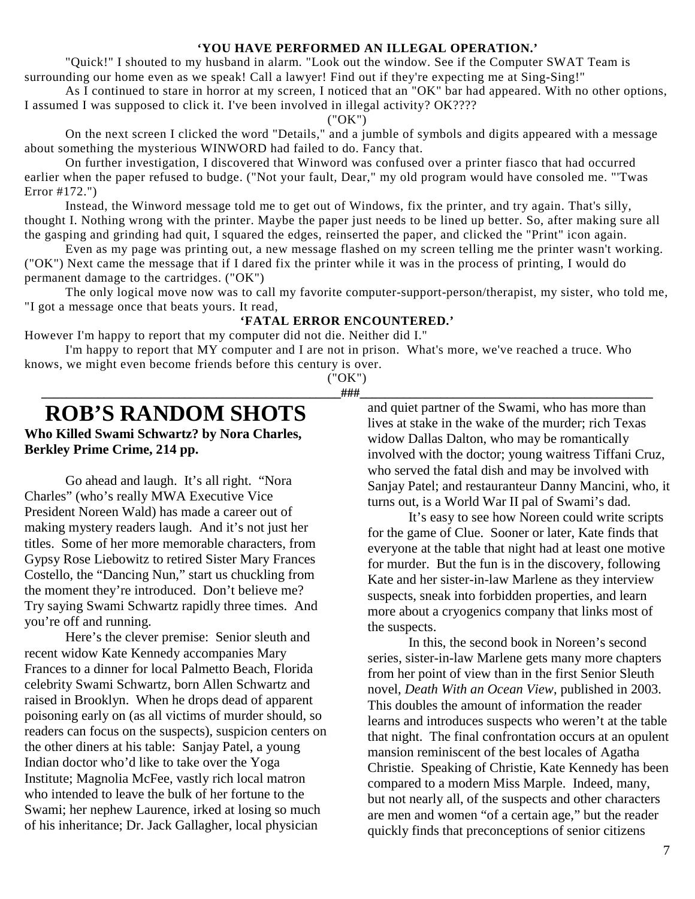**'YOU HAVE PERFORMED AN ILLEGAL OPERATION.'**

"Quick!" I shouted to my husband in alarm. "Look out the window. See if the Computer SWAT Team is surrounding our home even as we speak! Call a lawyer! Find out if they're expecting me at Sing-Sing!"

As I continued to stare in horror at my screen, I noticed that an "OK" bar had appeared. With no other options, I assumed I was supposed to click it. I've been involved in illegal activity? OK????

("OK")

On the next screen I clicked the word "Details," and a jumble of symbols and digits appeared with a message about something the mysterious WINWORD had failed to do. Fancy that.

On further investigation, I discovered that Winword was confused over a printer fiasco that had occurred earlier when the paper refused to budge. ("Not your fault, Dear," my old program would have consoled me. "'Twas Error #172.")

Instead, the Winword message told me to get out of Windows, fix the printer, and try again. That's silly, thought I. Nothing wrong with the printer. Maybe the paper just needs to be lined up better. So, after making sure all the gasping and grinding had quit, I squared the edges, reinserted the paper, and clicked the "Print" icon again.

Even as my page was printing out, a new message flashed on my screen telling me the printer wasn't working. ("OK") Next came the message that if I dared fix the printer while it was in the process of printing, I would do permanent damage to the cartridges. ("OK")

The only logical move now was to call my favorite computer-support-person/therapist, my sister, who told me, "I got a message once that beats yours. It read,

**'FATAL ERROR ENCOUNTERED.'**

However I'm happy to report that my computer did not die. Neither did I."

I'm happy to report that MY computer and I are not in prison. What's more, we've reached a truce. Who knows, we might even become friends before this century is over.

("OK")

###

# ROB'S RANDOM SHOTS

**Who Killed Swami Schwartz? by Nora Charles, Berkley Prime Crime, 214 pp.**

Go ahead and laugh. It's all right. "Nora Charles" (who's really MWA Executive Vice President Noreen Wald) has made a career out of making mystery readers laugh. And it's not just her titles. Some of her more memorable characters, from Gypsy Rose Liebowitz to retired Sister Mary Frances Costello, the "Dancing Nun," start us chuckling from the moment they're introduced. Don't believe me? Try saying Swami Schwartz rapidly three times. And you're off and running.

Here's the clever premise: Senior sleuth and recent widow Kate Kennedy accompanies Mary Frances to a dinner for local Palmetto Beach, Florida celebrity Swami Schwartz, born Allen Schwartz and raised in Brooklyn. When he drops dead of apparent poisoning early on (as all victims of murder should, so readers can focus on the suspects), suspicion centers on the other diners at his table: Sanjay Patel, a young Indian doctor who'd like to take over the Yoga Institute; Magnolia McFee, vastly rich local matron who intended to leave the bulk of her fortune to the Swami; her nephew Laurence, irked at losing so much of his inheritance; Dr. Jack Gallagher, local physician and quiet partner of the Swami, who has more than lives at stake in the wake of the murder; rich Texas widow Dallas Dalton, who may be romantically involved with the doctor; young waitress Tiffani Cruz, who served the fatal dish and may be involved with Sanjay Patel; and restauranteur Danny Mancini, who, it turns out, is a World War II pal of Swami's dad.

It's easy to see how Noreen could write scripts for the game of Clue. Sooner or later, Kate finds that everyone at the table that night had at least one motive for murder. But the fun is in the discovery, following Kate and her sister-in-law Marlene as they interview suspects, sneak into forbidden properties, and learn more about a cryogenics company that links most of the suspects.

In this, the second book in Noreen's second series, sister-in-law Marlene gets many more chapters from her point of view than in the first Senior Sleuth novel, *Death With an Ocean View*, published in 2003. This doubles the amount of information the reader learns and introduces suspects who weren't at the table that night. The final confrontation occurs at an opulent mansion reminiscent of the best locales of Agatha Christie. Speaking of Christie, Kate Kennedy has been compared to a modern Miss Marple. Indeed, many, but not nearly all, of the suspects and other characters are men and women "of a certain age," but the reader quickly finds that preconceptions of senior citizens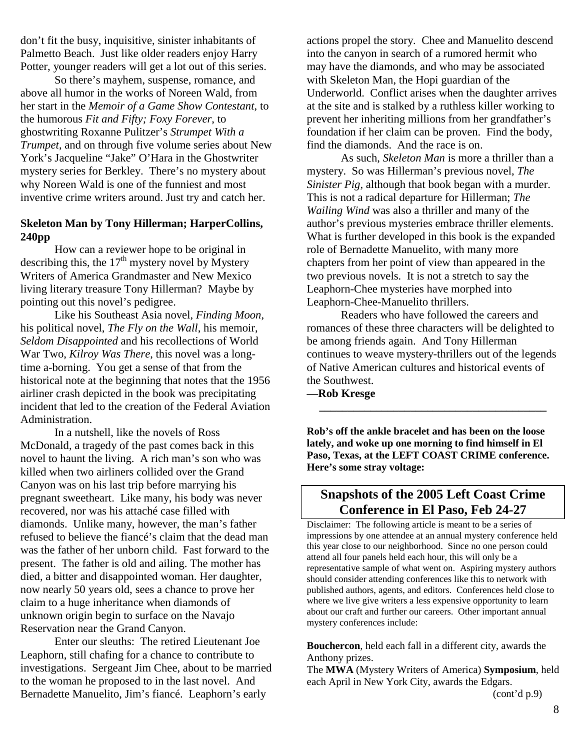don't fit the busy, inquisitive, sinister inhabitants of Palmetto Beach. Just like older readers enjoy Harry Potter, younger readers will get a lot out of this series.

So there's mayhem, suspense, romance, and above all humor in the works of Noreen Wald, from her start in the *Memoir of a Game Show Contestant*, to the humorous *Fit and Fifty; Foxy Forever*, to ghostwriting Roxanne Pulitzer's *Strumpet With a Trumpet*, and on through five volume series about New York's Jacqueline "Jake" O'Hara in the Ghostwriter mystery series for Berkley. There's no mystery about why Noreen Wald is one of the funniest and most inventive crime writers around. Just try and catch her.

**Skeleton Man by Tony Hillerman; HarperCollins, 240pp**

How can a reviewer hope to be original in describing this, the 17th mystery novel by Mystery Writers of America Grandmaster and New Mexico living literary treasure Tony Hillerman? Maybe by pointing out this novel's pedigree.

Like his Southeast Asia novel, *Finding Moon*, his political novel, *The Fly on the Wall*, his memoir, *Seldom Disappointed* and his recollections of World War Two, *Kilroy Was There*, this novel was a long-time a-borning. You get a sense of that from the historical note at the beginning that notes that the 1956 airliner crash depicted in the book was precipitating incident that led to the creation of the Federal Aviation Administration.

In a nutshell, like the novels of Ross McDonald, a tragedy of the past comes back in this novel to haunt the living. A rich man's son who was killed when two airliners collided over the Grand Canyon was on his last trip before marrying his pregnant sweetheart. Like many, his body was never recovered, nor was his attaché case filled with diamonds. Unlike many, however, the man's father refused to believe the fiancé's claim that the dead man was the father of her unborn child. Fast forward to the present. The father is old and ailing. The mother has died, a bitter and disappointed woman. Her daughter, now nearly 50 years old, sees a chance to prove her claim to a huge inheritance when diamonds of unknown origin begin to surface on the Navajo Reservation near the Grand Canyon.

Enter our sleuths: The retired Lieutenant Joe Leaphorn, still chafing for a chance to contribute to investigations. Sergeant Jim Chee, about to be married to the woman he proposed to in the last novel. And Bernadette Manuelito, Jim's fiancé. Leaphorn's early actions propel the story. Chee and Manuelito descend into the canyon in search of a rumored hermit who may have the diamonds, and who may be associated with Skeleton Man, the Hopi guardian of the Underworld. Conflict arises when the daughter arrives at the site and is stalked by a ruthless killer working to prevent her inheriting millions from her grandfather's foundation if her claim can be proven. Find the body, find the diamonds. And the race is on.

As such, *Skeleton Man* is more a thriller than a mystery. So was Hillerman's previous novel, *The Sinister Pig*, although that book began with a murder. This is not a radical departure for Hillerman; *The Wailing Wind* was also a thriller and many of the author's previous mysteries embrace thriller elements. What is further developed in this book is the expanded role of Bernadette Manuelito, with many more chapters from her point of view than appeared in the two previous novels. It is not a stretch to say the Leaphorn-Chee mysteries have morphed into Leaphorn-Chee-Manuelito thrillers.

Readers who have followed the careers and romances of these three characters will be delighted to be among friends again. And Tony Hillerman continues to weave mystery-thrillers out of the legends of Native American cultures and historical events of the Southwest.

**—Rob Kresge**

---

**Rob's off the ankle bracelet and has been on the loose lately, and woke up one morning to find himself in El Paso, Texas, at the LEFT COAST CRIME conference. Here's some stray voltage:**

## Snapshots of the 2005 Left Coast Crime Conference in El Paso, Feb 24-27

Disclaimer: The following article is meant to be a series of impressions by one attendee at an annual mystery conference held this year close to our neighborhood. Since no one person could attend all four panels held each hour, this will only be a representative sample of what went on. Aspiring mystery authors should consider attending conferences like this to network with published authors, agents, and editors. Conferences held close to where we live give writers a less expensive opportunity to learn about our craft and further our careers. Other important annual mystery conferences include:

**Bouchercon**, held each fall in a different city, awards the Anthony prizes.

The **MWA** (Mystery Writers of America) **Symposium**, held each April in New York City, awards the Edgars.

(cont'd p.9)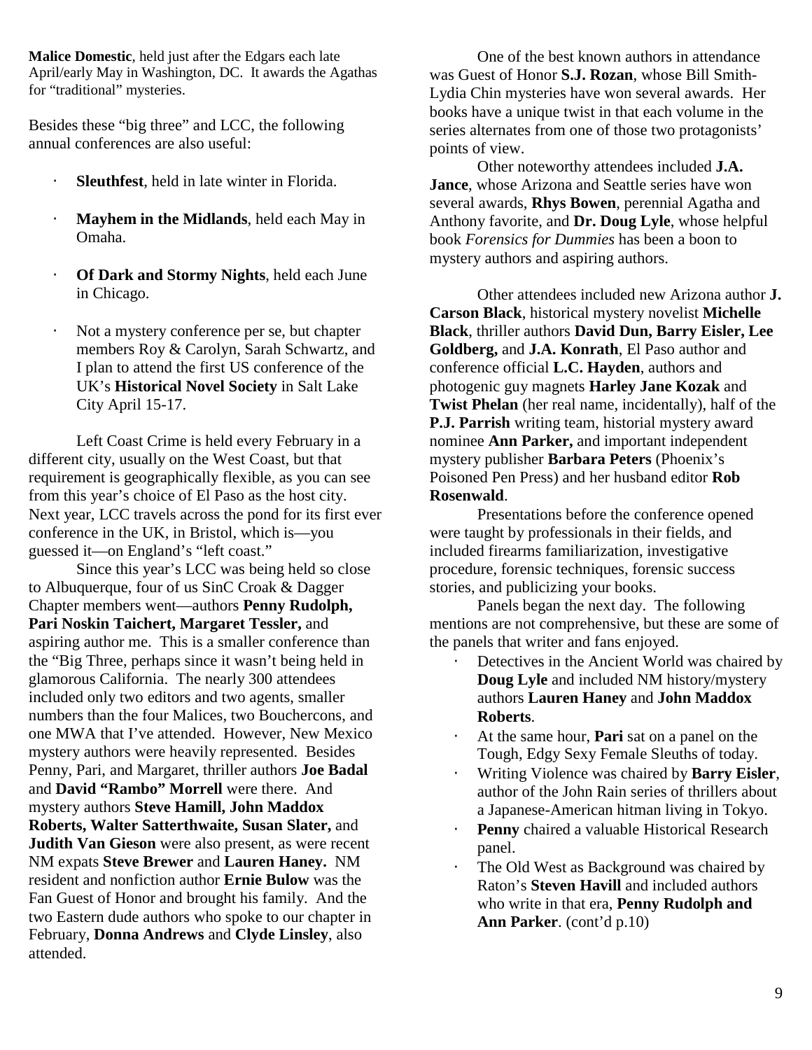**Malice Domestic**, held just after the Edgars each late April/early May in Washington, DC. It awards the Agathas for "traditional" mysteries.

Besides these "big three" and LCC, the following annual conferences are also useful:

- **Sleuthfest**, held in late winter in Florida.
- **Mayhem in the Midlands**, held each May in Omaha.
- **Of Dark and Stormy Nights**, held each June in Chicago.
- Not a mystery conference per se, but chapter members Roy & Carolyn, Sarah Schwartz, and I plan to attend the first US conference of the UK's **Historical Novel Society** in Salt Lake City April 15-17.

Left Coast Crime is held every February in a different city, usually on the West Coast, but that requirement is geographically flexible, as you can see from this year's choice of El Paso as the host city. Next year, LCC travels across the pond for its first ever conference in the UK, in Bristol, which is—you guessed it—on England's "left coast."

Since this year's LCC was being held so close to Albuquerque, four of us SinC Croak & Dagger Chapter members went—authors **Penny Rudolph, Pari Noskin Taichert, Margaret Tessler,** and aspiring author me. This is a smaller conference than the "Big Three, perhaps since it wasn't being held in glamorous California. The nearly 300 attendees included only two editors and two agents, smaller numbers than the four Malices, two Bouchercons, and one MWA that I've attended. However, New Mexico mystery authors were heavily represented. Besides Penny, Pari, and Margaret, thriller authors **Joe Badal** and **David "Rambo" Morrell** were there. And mystery authors **Steve Hamill, John Maddox Roberts, Walter Satterthwaite, Susan Slater,** and **Judith Van Gieson** were also present, as were recent NM expats **Steve Brewer** and **Lauren Haney.** NM resident and nonfiction author **Ernie Bulow** was the Fan Guest of Honor and brought his family. And the two Eastern dude authors who spoke to our chapter in February, **Donna Andrews** and **Clyde Linsley**, also attended.

One of the best known authors in attendance was Guest of Honor **S.J. Rozan**, whose Bill Smith-Lydia Chin mysteries have won several awards. Her books have a unique twist in that each volume in the series alternates from one of those two protagonists' points of view.

Other noteworthy attendees included **J.A. Jance**, whose Arizona and Seattle series have won several awards, **Rhys Bowen**, perennial Agatha and Anthony favorite, and **Dr. Doug Lyle**, whose helpful book *Forensics for Dummies* has been a boon to mystery authors and aspiring authors.

Other attendees included new Arizona author **J. Carson Black**, historical mystery novelist **Michelle Black**, thriller authors **David Dun, Barry Eisler, Lee Goldberg,** and **J.A. Konrath**, El Paso author and conference official **L.C. Hayden**, authors and photogenic guy magnets **Harley Jane Kozak** and **Twist Phelan** (her real name, incidentally), half of the **P.J. Parrish** writing team, historial mystery award nominee **Ann Parker,** and important independent mystery publisher **Barbara Peters** (Phoenix's Poisoned Pen Press) and her husband editor **Rob Rosenwald**.

Presentations before the conference opened were taught by professionals in their fields, and included firearms familiarization, investigative procedure, forensic techniques, forensic success stories, and publicizing your books.

Panels began the next day. The following mentions are not comprehensive, but these are some of the panels that writer and fans enjoyed.

- Detectives in the Ancient World was chaired by **Doug Lyle** and included NM history/mystery authors **Lauren Haney** and **John Maddox Roberts**.
- At the same hour, **Pari** sat on a panel on the Tough, Edgy Sexy Female Sleuths of today.
- Writing Violence was chaired by **Barry Eisler**, author of the John Rain series of thrillers about a Japanese-American hitman living in Tokyo.
- **Penny** chaired a valuable Historical Research panel.
- The Old West as Background was chaired by Raton's **Steven Havill** and included authors who write in that era, **Penny Rudolph and Ann Parker**. (cont'd p.10)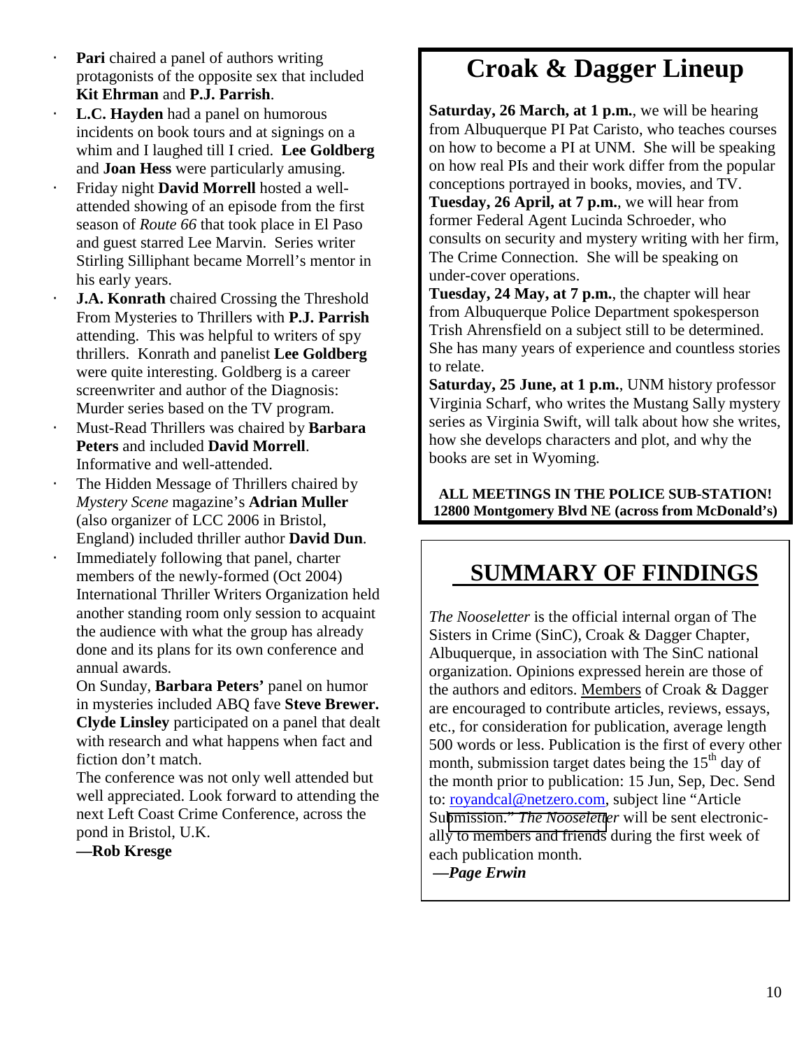- **Pari** chaired a panel of authors writing protagonists of the opposite sex that included **Kit Ehrman** and **P.J. Parrish**.
- **L.C. Hayden** had a panel on humorous incidents on book tours and at signings on a whim and I laughed till I cried. **Lee Goldberg** and **Joan Hess** were particularly amusing.
- Friday night **David Morrell** hosted a well-attended showing of an episode from the first season of *Route 66* that took place in El Paso and guest starred Lee Marvin. Series writer Stirling Silliphant became Morrell's mentor in his early years.
- **J.A. Konrath** chaired Crossing the Threshold From Mysteries to Thrillers with **P.J. Parrish** attending. This was helpful to writers of spy thrillers. Konrath and panelist **Lee Goldberg** were quite interesting. Goldberg is a career screenwriter and author of the Diagnosis: Murder series based on the TV program.
- Must-Read Thrillers was chaired by **Barbara Peters** and included **David Morrell**. Informative and well-attended.
- The Hidden Message of Thrillers chaired by *Mystery Scene* magazine's **Adrian Muller** (also organizer of LCC 2006 in Bristol, England) included thriller author **David Dun**.
- Immediately following that panel, charter members of the newly-formed (Oct 2004) International Thriller Writers Organization held another standing room only session to acquaint the audience with what the group has already done and its plans for its own conference and annual awards.

On Sunday, **Barbara Peters'** panel on humor in mysteries included ABQ fave **Steve Brewer. Clyde Linsley** participated on a panel that dealt with research and what happens when fact and fiction don't match.

The conference was not only well attended but well appreciated. Look forward to attending the next Left Coast Crime Conference, across the pond in Bristol, U.K.

**—Rob Kresge**

# Croak & Dagger Lineup

**Saturday, 26 March, at 1 p.m.**, we will be hearing from Albuquerque PI Pat Caristo, who teaches courses on how to become a PI at UNM. She will be speaking on how real PIs and their work differ from the popular conceptions portrayed in books, movies, and TV.
**Tuesday, 26 April, at 7 p.m.**, we will hear from former Federal Agent Lucinda Schroeder, who consults on security and mystery writing with her firm, The Crime Connection. She will be speaking on under-cover operations.
**Tuesday, 24 May, at 7 p.m.**, the chapter will hear from Albuquerque Police Department spokesperson Trish Ahrensfield on a subject still to be determined. She has many years of experience and countless stories to relate.
**Saturday, 25 June, at 1 p.m.**, UNM history professor Virginia Scharf, who writes the Mustang Sally mystery series as Virginia Swift, will talk about how she writes, how she develops characters and plot, and why the books are set in Wyoming.

**ALL MEETINGS IN THE POLICE SUB-STATION!**
**12800 Montgomery Blvd NE (across from McDonald's)**

# SUMMARY OF FINDINGS

*The Nooseletter* is the official internal organ of The Sisters in Crime (SinC), Croak & Dagger Chapter, Albuquerque, in association with The SinC national organization. Opinions expressed herein are those of the authors and editors. Members of Croak & Dagger are encouraged to contribute articles, reviews, essays, etc., for consideration for publication, average length 500 words or less. Publication is the first of every other month, submission target dates being the 15th day of the month prior to publication: 15 Jun, Sep, Dec. Send to: royandcal@netzero.com, subject line "Article Submission." *The Nooseletter* will be sent electronically to members and friends during the first week of each publication month.

***—Page Erwin***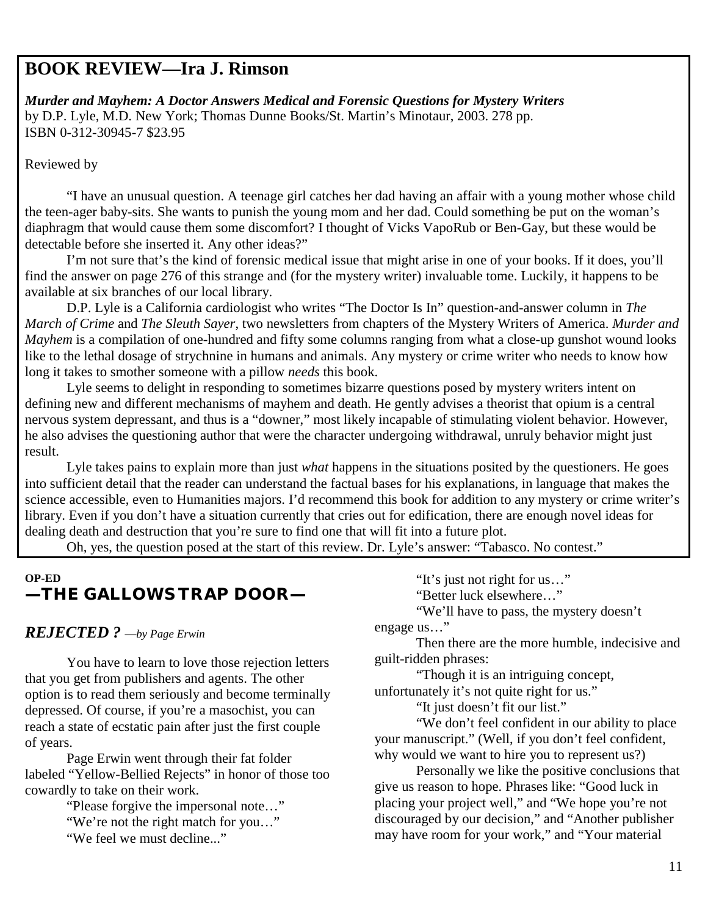## BOOK REVIEW—Ira J. Rimson

***Murder and Mayhem: A Doctor Answers Medical and Forensic Questions for Mystery Writers***
by D.P. Lyle, M.D. New York; Thomas Dunne Books/St. Martin's Minotaur, 2003. 278 pp.
ISBN 0-312-30945-7 $23.95

Reviewed by

"I have an unusual question. A teenage girl catches her dad having an affair with a young mother whose child the teen-ager baby-sits. She wants to punish the young mom and her dad. Could something be put on the woman's diaphragm that would cause them some discomfort? I thought of Vicks VapoRub or Ben-Gay, but these would be detectable before she inserted it. Any other ideas?"

I'm not sure that's the kind of forensic medical issue that might arise in one of your books. If it does, you'll find the answer on page 276 of this strange and (for the mystery writer) invaluable tome. Luckily, it happens to be available at six branches of our local library.

D.P. Lyle is a California cardiologist who writes "The Doctor Is In" question-and-answer column in *The March of Crime* and *The Sleuth Sayer*, two newsletters from chapters of the Mystery Writers of America. *Murder and Mayhem* is a compilation of one-hundred and fifty some columns ranging from what a close-up gunshot wound looks like to the lethal dosage of strychnine in humans and animals. Any mystery or crime writer who needs to know how long it takes to smother someone with a pillow *needs* this book.

Lyle seems to delight in responding to sometimes bizarre questions posed by mystery writers intent on defining new and different mechanisms of mayhem and death. He gently advises a theorist that opium is a central nervous system depressant, and thus is a "downer," most likely incapable of stimulating violent behavior. However, he also advises the questioning author that were the character undergoing withdrawal, unruly behavior might just result.

Lyle takes pains to explain more than just *what* happens in the situations posited by the questioners. He goes into sufficient detail that the reader can understand the factual bases for his explanations, in language that makes the science accessible, even to Humanities majors. I'd recommend this book for addition to any mystery or crime writer's library. Even if you don't have a situation currently that cries out for edification, there are enough novel ideas for dealing death and destruction that you're sure to find one that will fit into a future plot.

Oh, yes, the question posed at the start of this review. Dr. Lyle's answer: "Tabasco. No contest."

**OP-ED**

## —THE GALLOWS TRAP DOOR—

### *REJECTED ?* *—by Page Erwin*

You have to learn to love those rejection letters that you get from publishers and agents. The other option is to read them seriously and become terminally depressed. Of course, if you're a masochist, you can reach a state of ecstatic pain after just the first couple of years.

Page Erwin went through their fat folder labeled "Yellow-Bellied Rejects" in honor of those too cowardly to take on their work.

"Please forgive the impersonal note…"

"We're not the right match for you…"

"We feel we must decline..."

"It's just not right for us…"

"Better luck elsewhere…"

"We'll have to pass, the mystery doesn't engage us…"

Then there are the more humble, indecisive and guilt-ridden phrases:

"Though it is an intriguing concept, unfortunately it's not quite right for us."

"It just doesn't fit our list."

"We don't feel confident in our ability to place your manuscript." (Well, if you don't feel confident, why would we want to hire you to represent us?)

Personally we like the positive conclusions that give us reason to hope. Phrases like: "Good luck in placing your project well," and "We hope you're not discouraged by our decision," and "Another publisher may have room for your work," and "Your material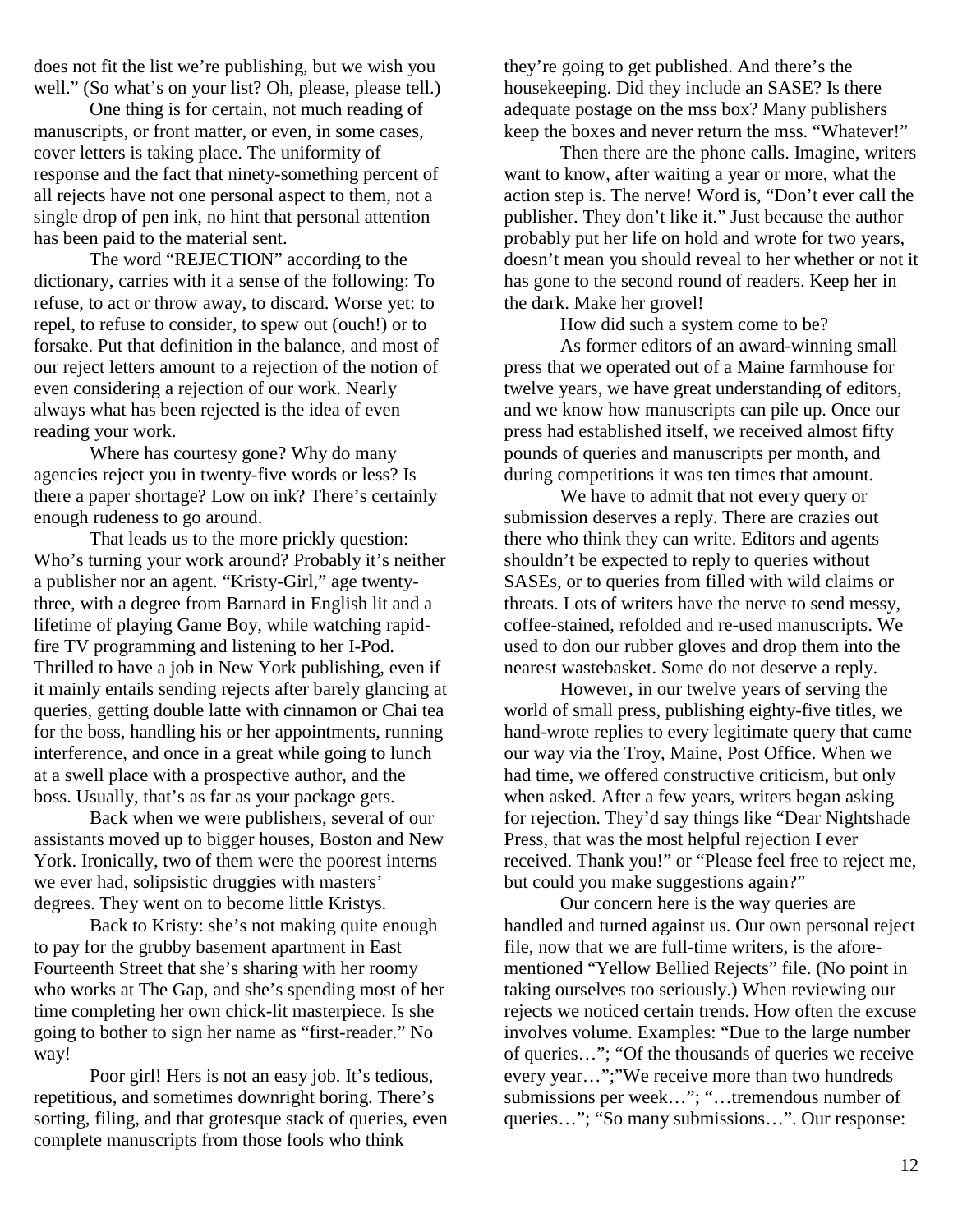does not fit the list we're publishing, but we wish you well." (So what's on your list? Oh, please, please tell.)

One thing is for certain, not much reading of manuscripts, or front matter, or even, in some cases, cover letters is taking place. The uniformity of response and the fact that ninety-something percent of all rejects have not one personal aspect to them, not a single drop of pen ink, no hint that personal attention has been paid to the material sent.

The word "REJECTION" according to the dictionary, carries with it a sense of the following: To refuse, to act or throw away, to discard. Worse yet: to repel, to refuse to consider, to spew out (ouch!) or to forsake. Put that definition in the balance, and most of our reject letters amount to a rejection of the notion of even considering a rejection of our work. Nearly always what has been rejected is the idea of even reading your work.

Where has courtesy gone? Why do many agencies reject you in twenty-five words or less? Is there a paper shortage? Low on ink? There's certainly enough rudeness to go around.

That leads us to the more prickly question: Who's turning your work around? Probably it's neither a publisher nor an agent. "Kristy-Girl," age twenty-three, with a degree from Barnard in English lit and a lifetime of playing Game Boy, while watching rapid-fire TV programming and listening to her I-Pod. Thrilled to have a job in New York publishing, even if it mainly entails sending rejects after barely glancing at queries, getting double latte with cinnamon or Chai tea for the boss, handling his or her appointments, running interference, and once in a great while going to lunch at a swell place with a prospective author, and the boss. Usually, that's as far as your package gets.

Back when we were publishers, several of our assistants moved up to bigger houses, Boston and New York. Ironically, two of them were the poorest interns we ever had, solipsistic druggies with masters' degrees. They went on to become little Kristys.

Back to Kristy: she's not making quite enough to pay for the grubby basement apartment in East Fourteenth Street that she's sharing with her roomy who works at The Gap, and she's spending most of her time completing her own chick-lit masterpiece. Is she going to bother to sign her name as "first-reader." No way!

Poor girl! Hers is not an easy job. It's tedious, repetitious, and sometimes downright boring. There's sorting, filing, and that grotesque stack of queries, even complete manuscripts from those fools who think they're going to get published. And there's the housekeeping. Did they include an SASE? Is there adequate postage on the mss box? Many publishers keep the boxes and never return the mss. "Whatever!"

Then there are the phone calls. Imagine, writers want to know, after waiting a year or more, what the action step is. The nerve! Word is, "Don't ever call the publisher. They don't like it." Just because the author probably put her life on hold and wrote for two years, doesn't mean you should reveal to her whether or not it has gone to the second round of readers. Keep her in the dark. Make her grovel!

How did such a system come to be?

As former editors of an award-winning small press that we operated out of a Maine farmhouse for twelve years, we have great understanding of editors, and we know how manuscripts can pile up. Once our press had established itself, we received almost fifty pounds of queries and manuscripts per month, and during competitions it was ten times that amount.

We have to admit that not every query or submission deserves a reply. There are crazies out there who think they can write. Editors and agents shouldn't be expected to reply to queries without SASEs, or to queries from filled with wild claims or threats. Lots of writers have the nerve to send messy, coffee-stained, refolded and re-used manuscripts. We used to don our rubber gloves and drop them into the nearest wastebasket. Some do not deserve a reply.

However, in our twelve years of serving the world of small press, publishing eighty-five titles, we hand-wrote replies to every legitimate query that came our way via the Troy, Maine, Post Office. When we had time, we offered constructive criticism, but only when asked. After a few years, writers began asking for rejection. They'd say things like "Dear Nightshade Press, that was the most helpful rejection I ever received. Thank you!" or "Please feel free to reject me, but could you make suggestions again?"

Our concern here is the way queries are handled and turned against us. Our own personal reject file, now that we are full-time writers, is the afore-mentioned "Yellow Bellied Rejects" file. (No point in taking ourselves too seriously.) When reviewing our rejects we noticed certain trends. How often the excuse involves volume. Examples: "Due to the large number of queries…"; "Of the thousands of queries we receive every year…";"We receive more than two hundreds submissions per week…"; "…tremendous number of queries…"; "So many submissions…". Our response: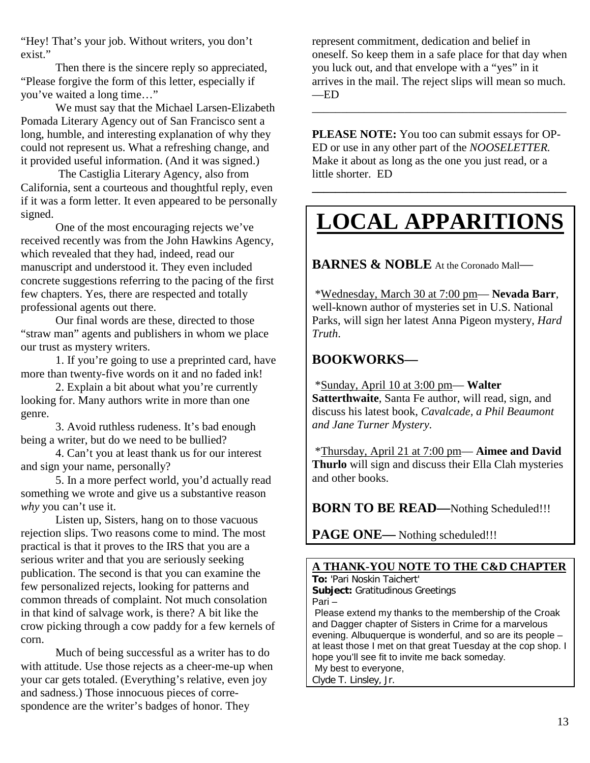"Hey! That's your job. Without writers, you don't exist."

Then there is the sincere reply so appreciated, "Please forgive the form of this letter, especially if you've waited a long time…"

We must say that the Michael Larsen-Elizabeth Pomada Literary Agency out of San Francisco sent a long, humble, and interesting explanation of why they could not represent us. What a refreshing change, and it provided useful information. (And it was signed.)

The Castiglia Literary Agency, also from California, sent a courteous and thoughtful reply, even if it was a form letter. It even appeared to be personally signed.

One of the most encouraging rejects we've received recently was from the John Hawkins Agency, which revealed that they had, indeed, read our manuscript and understood it. They even included concrete suggestions referring to the pacing of the first few chapters. Yes, there are respected and totally professional agents out there.

Our final words are these, directed to those "straw man" agents and publishers in whom we place our trust as mystery writers.

1. If you're going to use a preprinted card, have more than twenty-five words on it and no faded ink!

2. Explain a bit about what you're currently looking for. Many authors write in more than one genre.

3. Avoid ruthless rudeness. It's bad enough being a writer, but do we need to be bullied?

4. Can't you at least thank us for our interest and sign your name, personally?

5. In a more perfect world, you'd actually read something we wrote and give us a substantive reason *why* you can't use it.

Listen up, Sisters, hang on to those vacuous rejection slips. Two reasons come to mind. The most practical is that it proves to the IRS that you are a serious writer and that you are seriously seeking publication. The second is that you can examine the few personalized rejects, looking for patterns and common threads of complaint. Not much consolation in that kind of salvage work, is there? A bit like the crow picking through a cow paddy for a few kernels of corn.

Much of being successful as a writer has to do with attitude. Use those rejects as a cheer-me-up when your car gets totaled. (Everything's relative, even joy and sadness.) Those innocuous pieces of correspondence are the writer's badges of honor. They represent commitment, dedication and belief in oneself. So keep them in a safe place for that day when you luck out, and that envelope with a "yes" in it arrives in the mail. The reject slips will mean so much. —ED

---

**PLEASE NOTE:** You too can submit essays for OP-ED or use in any other part of the *NOOSELETTER.* Make it about as long as the one you just read, or a little shorter. ED

---

# LOCAL APPARITIONS

**BARNES & NOBLE** At the Coronado Mall—

*Wednesday, March 30 at 7:00 pm— **Nevada Barr**, well-known author of mysteries set in U.S. National Parks, will sign her latest Anna Pigeon mystery, *Hard Truth*.

**BOOKWORKS—**

*Sunday, April 10 at 3:00 pm— **Walter Satterthwaite**, Santa Fe author, will read, sign, and discuss his latest book, *Cavalcade, a Phil Beaumont and Jane Turner Mystery.*

*Thursday, April 21 at 7:00 pm— **Aimee and David Thurlo** will sign and discuss their Ella Clah mysteries and other books.

**BORN TO BE READ—**Nothing Scheduled!!!

**PAGE ONE—** Nothing scheduled!!!

**A THANK-YOU NOTE TO THE C&D CHAPTER**

**To:** 'Pari Noskin Taichert'
**Subject:** Gratitudinous Greetings

Pari –

Please extend my thanks to the membership of the Croak and Dagger chapter of Sisters in Crime for a marvelous evening. Albuquerque is wonderful, and so are its people – at least those I met on that great Tuesday at the cop shop. I hope you'll see fit to invite me back someday.

My best to everyone,
Clyde T. Linsley, Jr.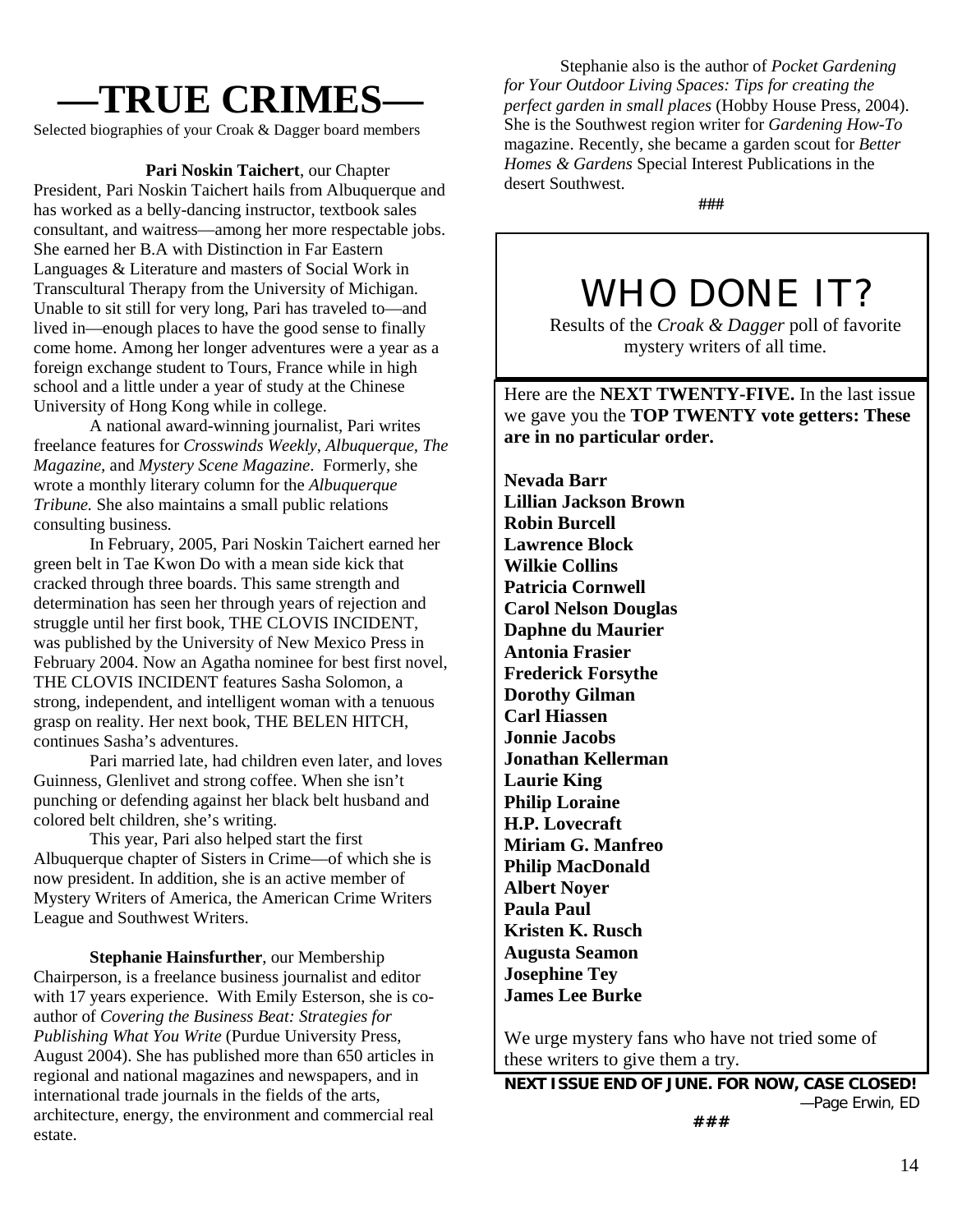# —TRUE CRIMES—

Selected biographies of your Croak & Dagger board members

**Pari Noskin Taichert**, our Chapter President, Pari Noskin Taichert hails from Albuquerque and has worked as a belly-dancing instructor, textbook sales consultant, and waitress—among her more respectable jobs. She earned her B.A with Distinction in Far Eastern Languages & Literature and masters of Social Work in Transcultural Therapy from the University of Michigan. Unable to sit still for very long, Pari has traveled to—and lived in—enough places to have the good sense to finally come home. Among her longer adventures were a year as a foreign exchange student to Tours, France while in high school and a little under a year of study at the Chinese University of Hong Kong while in college.

A national award-winning journalist, Pari writes freelance features for *Crosswinds Weekly*, *Albuquerque, The Magazine,* and *Mystery Scene Magazine*. Formerly, she wrote a monthly literary column for the *Albuquerque Tribune.* She also maintains a small public relations consulting business.

In February, 2005, Pari Noskin Taichert earned her green belt in Tae Kwon Do with a mean side kick that cracked through three boards. This same strength and determination has seen her through years of rejection and struggle until her first book, THE CLOVIS INCIDENT, was published by the University of New Mexico Press in February 2004. Now an Agatha nominee for best first novel, THE CLOVIS INCIDENT features Sasha Solomon, a strong, independent, and intelligent woman with a tenuous grasp on reality. Her next book, THE BELEN HITCH, continues Sasha's adventures.

Pari married late, had children even later, and loves Guinness, Glenlivet and strong coffee. When she isn't punching or defending against her black belt husband and colored belt children, she's writing.

This year, Pari also helped start the first Albuquerque chapter of Sisters in Crime—of which she is now president. In addition, she is an active member of Mystery Writers of America, the American Crime Writers League and Southwest Writers.

**Stephanie Hainsfurther**, our Membership Chairperson, is a freelance business journalist and editor with 17 years experience. With Emily Esterson, she is co-author of *Covering the Business Beat: Strategies for Publishing What You Write* (Purdue University Press, August 2004). She has published more than 650 articles in regional and national magazines and newspapers, and in international trade journals in the fields of the arts, architecture, energy, the environment and commercial real estate.

Stephanie also is the author of *Pocket Gardening for Your Outdoor Living Spaces: Tips for creating the perfect garden in small places* (Hobby House Press, 2004). She is the Southwest region writer for *Gardening How-To* magazine. Recently, she became a garden scout for *Better Homes & Gardens* Special Interest Publications in the desert Southwest.

###

# WHO DONE IT?

Results of the *Croak & Dagger* poll of favorite mystery writers of all time.

Here are the **NEXT TWENTY-FIVE.** In the last issue we gave you the **TOP TWENTY vote getters: These are in no particular order.**

**Nevada Barr**
**Lillian Jackson Brown**
**Robin Burcell**
**Lawrence Block**
**Wilkie Collins**
**Patricia Cornwell**
**Carol Nelson Douglas**
**Daphne du Maurier**
**Antonia Frasier**
**Frederick Forsythe**
**Dorothy Gilman**
**Carl Hiassen**
**Jonnie Jacobs**
**Jonathan Kellerman**
**Laurie King**
**Philip Loraine**
**H.P. Lovecraft**
**Miriam G. Manfreo**
**Philip MacDonald**
**Albert Noyer**
**Paula Paul**
**Kristen K. Rusch**
**Augusta Seamon**
**Josephine Tey**
**James Lee Burke**

We urge mystery fans who have not tried some of these writers to give them a try.

**NEXT ISSUE END OF JUNE. FOR NOW, CASE CLOSED!**

—Page Erwin, ED

###